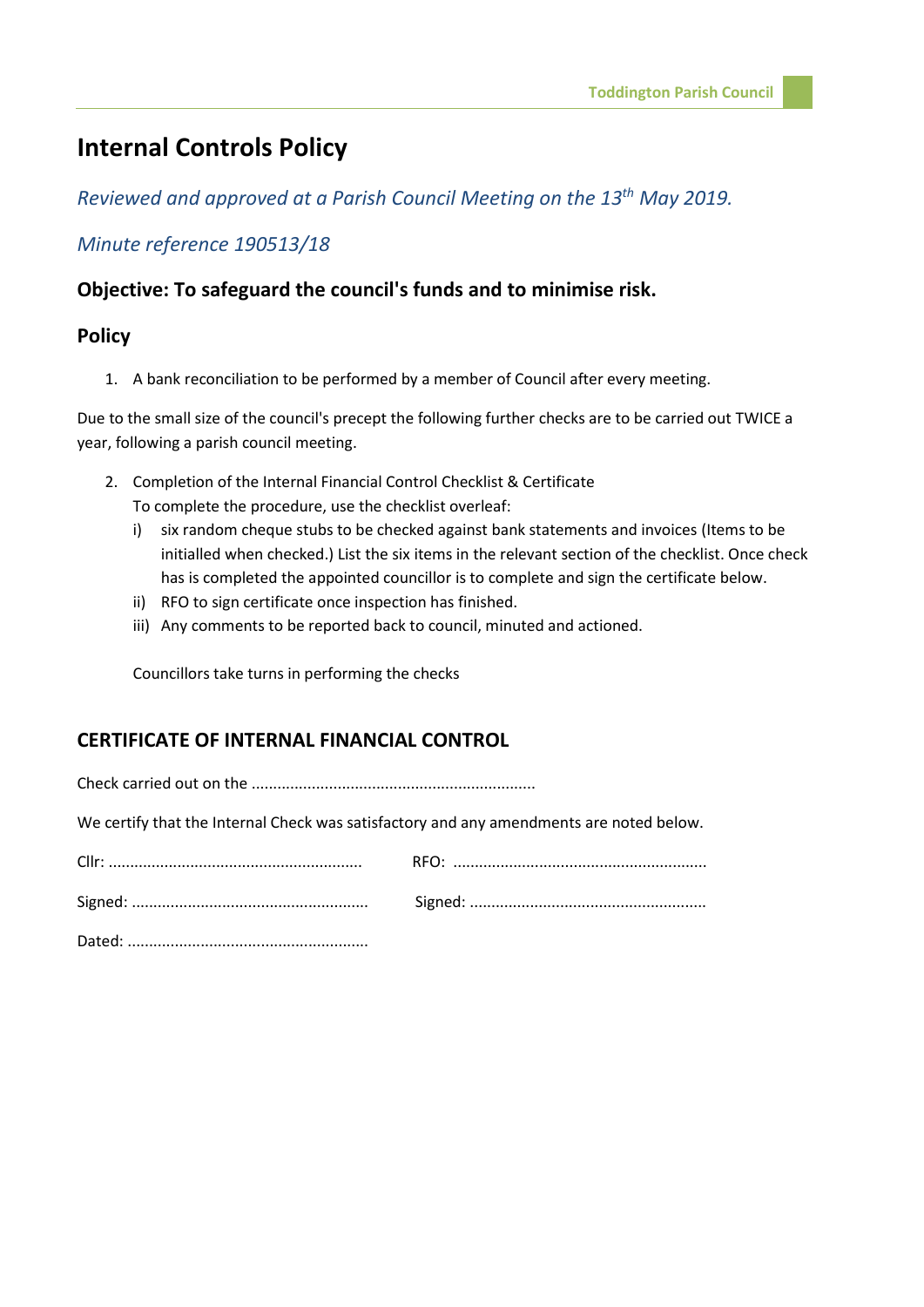# Internal Controls Policy

*Reviewed and approved at a Parish Council Meeting on the 13th May 2019.*

*Minute reference 190513/18*

### Objective: To safeguard the council's funds and to minimise risk.

### Policy

1. A bank reconciliation to be performed by a member of Council after every meeting.

Due to the small size of the council's precept the following further checks are to be carried out TWICE a year, following a parish council meeting.

2. Completion of the Internal Financial Control Checklist & Certificate
   To complete the procedure, use the checklist overleaf:
   i) six random cheque stubs to be checked against bank statements and invoices (Items to be initialled when checked.) List the six items in the relevant section of the checklist. Once check has is completed the appointed councillor is to complete and sign the certificate below.
   ii) RFO to sign certificate once inspection has finished.
   iii) Any comments to be reported back to council, minuted and actioned.

   Councillors take turns in performing the checks

### CERTIFICATE OF INTERNAL FINANCIAL CONTROL

Check carried out on the ..................................................................

We certify that the Internal Check was satisfactory and any amendments are noted below.

Cllr: ..........................................................  RFO: ..........................................................

Signed: ......................................................  Signed: ......................................................

Dated: .......................................................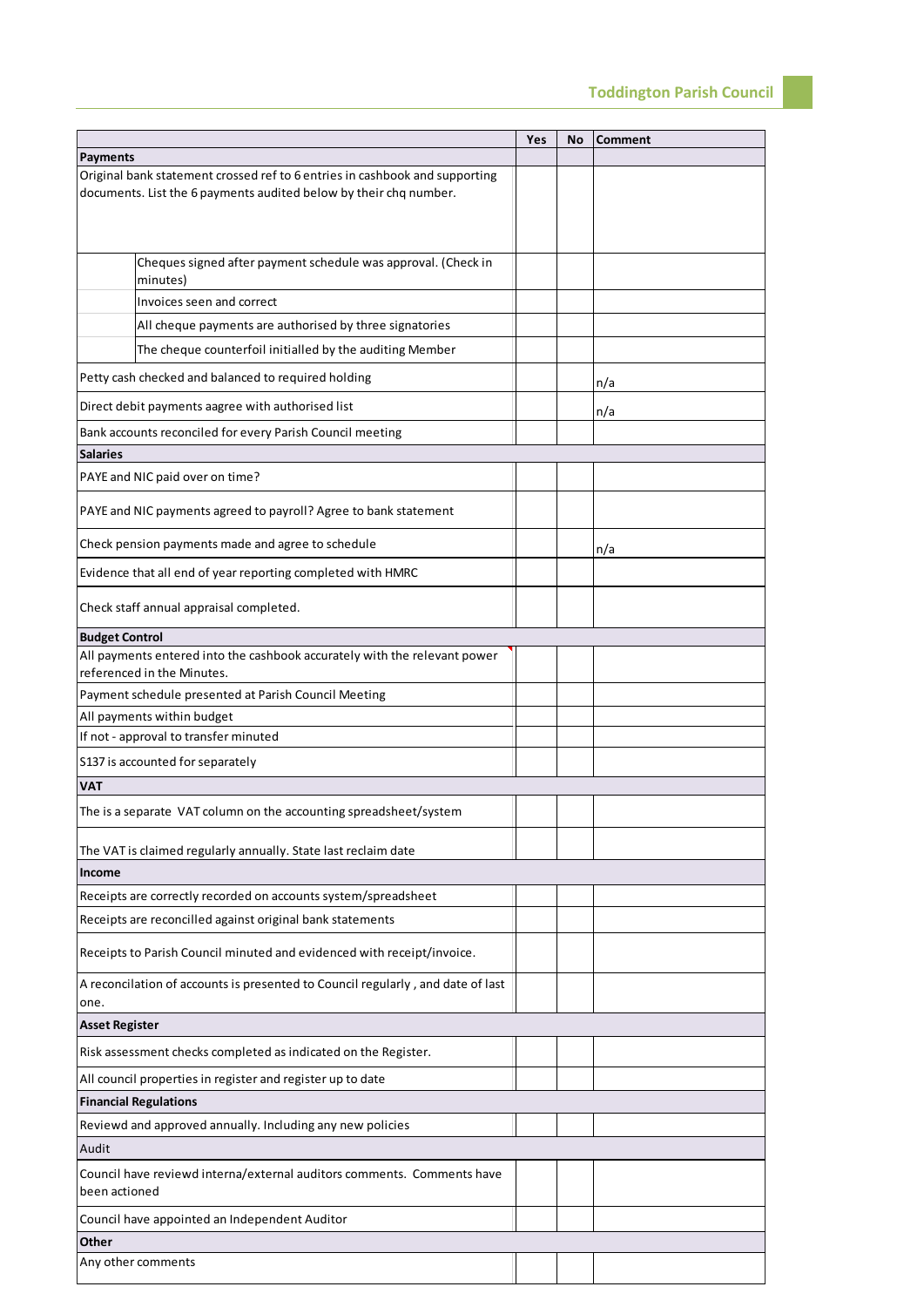## Toddington Parish Council

| | Yes | No | Comment |
|---|---|---|---|
| **Payments** | | | |
| Original bank statement crossed ref to 6 entries in cashbook and supporting documents. List the 6 payments audited below by their chq number. | | | |
| Cheques signed after payment schedule was approval. (Check in minutes) | | | |
| Invoices seen and correct | | | |
| All cheque payments are authorised by three signatories | | | |
| The cheque counterfoil initialled by the auditing Member | | | |
| Petty cash checked and balanced to required holding | | | n/a |
| Direct debit payments aagree with authorised list | | | n/a |
| Bank accounts reconciled for every Parish Council meeting | | | |
| **Salaries** | | | |
| PAYE and NIC paid over on time? | | | |
| PAYE and NIC payments agreed to payroll? Agree to bank statement | | | |
| Check pension payments made and agree to schedule | | | n/a |
| Evidence that all end of year reporting completed with HMRC | | | |
| Check staff annual appraisal completed. | | | |
| **Budget Control** | | | |
| All payments entered into the cashbook accurately with the relevant power referenced in the Minutes. | | | |
| Payment schedule presented at Parish Council Meeting | | | |
| All payments within budget | | | |
| If not - approval to transfer minuted | | | |
| S137 is accounted for separately | | | |
| **VAT** | | | |
| The is a separate VAT column on the accounting spreadsheet/system | | | |
| The VAT is claimed regularly annually. State last reclaim date | | | |
| **Income** | | | |
| Receipts are correctly recorded on accounts system/spreadsheet | | | |
| Receipts are reconcilled against original bank statements | | | |
| Receipts to Parish Council minuted and evidenced with receipt/invoice. | | | |
| A reconcilation of accounts is presented to Council regularly , and date of last one. | | | |
| **Asset Register** | | | |
| Risk assessment checks completed as indicated on the Register. | | | |
| All council properties in register and register up to date | | | |
| **Financial Regulations** | | | |
| Reviewd and approved annually. Including any new policies | | | |
| Audit | | | |
| Council have reviewd interna/external auditors comments. Comments have been actioned | | | |
| Council have appointed an Independent Auditor | | | |
| **Other** | | | |
| Any other comments | | | |